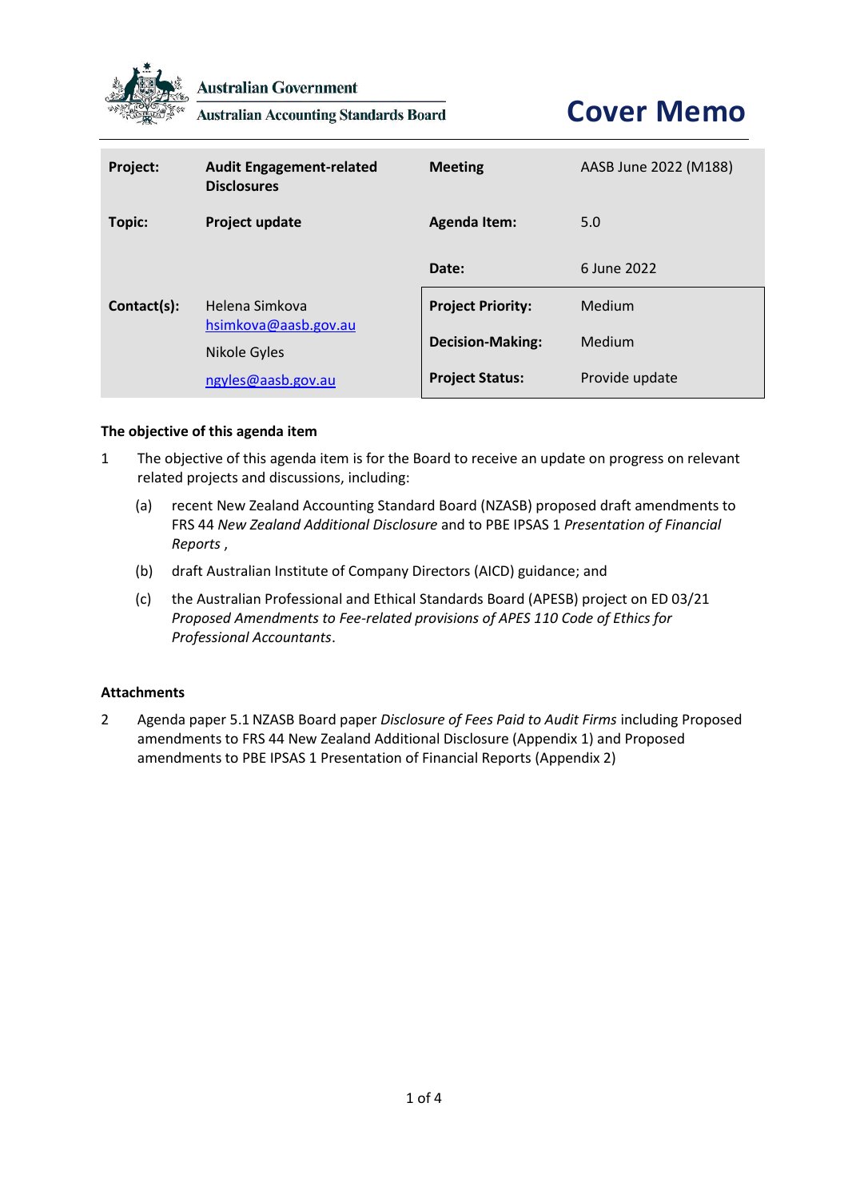Australian Government

Australian Accounting Standards Board

# Cover Memo

| **Project:** | **Audit Engagement-related Disclosures** | **Meeting** | AASB June 2022 (M188) |
|---|---|---|---|
| **Topic:** | **Project update** | **Agenda Item:** | 5.0 |
| | | **Date:** | 6 June 2022 |
| **Contact(s):** | Helena Simkova<br>hsimkova@aasb.gov.au<br>Nikole Gyles<br>ngyles@aasb.gov.au | **Project Priority:**<br>**Decision-Making:**<br>**Project Status:** | Medium<br>Medium<br>Provide update |

**The objective of this agenda item**

1 The objective of this agenda item is for the Board to receive an update on progress on relevant related projects and discussions, including:

(a) recent New Zealand Accounting Standard Board (NZASB) proposed draft amendments to FRS 44 *New Zealand Additional Disclosure* and to PBE IPSAS 1 *Presentation of Financial Reports* ,

(b) draft Australian Institute of Company Directors (AICD) guidance; and

(c) the Australian Professional and Ethical Standards Board (APESB) project on ED 03/21 *Proposed Amendments to Fee-related provisions of APES 110 Code of Ethics for Professional Accountants*.

**Attachments**

2 Agenda paper 5.1 NZASB Board paper *Disclosure of Fees Paid to Audit Firms* including Proposed amendments to FRS 44 New Zealand Additional Disclosure (Appendix 1) and Proposed amendments to PBE IPSAS 1 Presentation of Financial Reports (Appendix 2)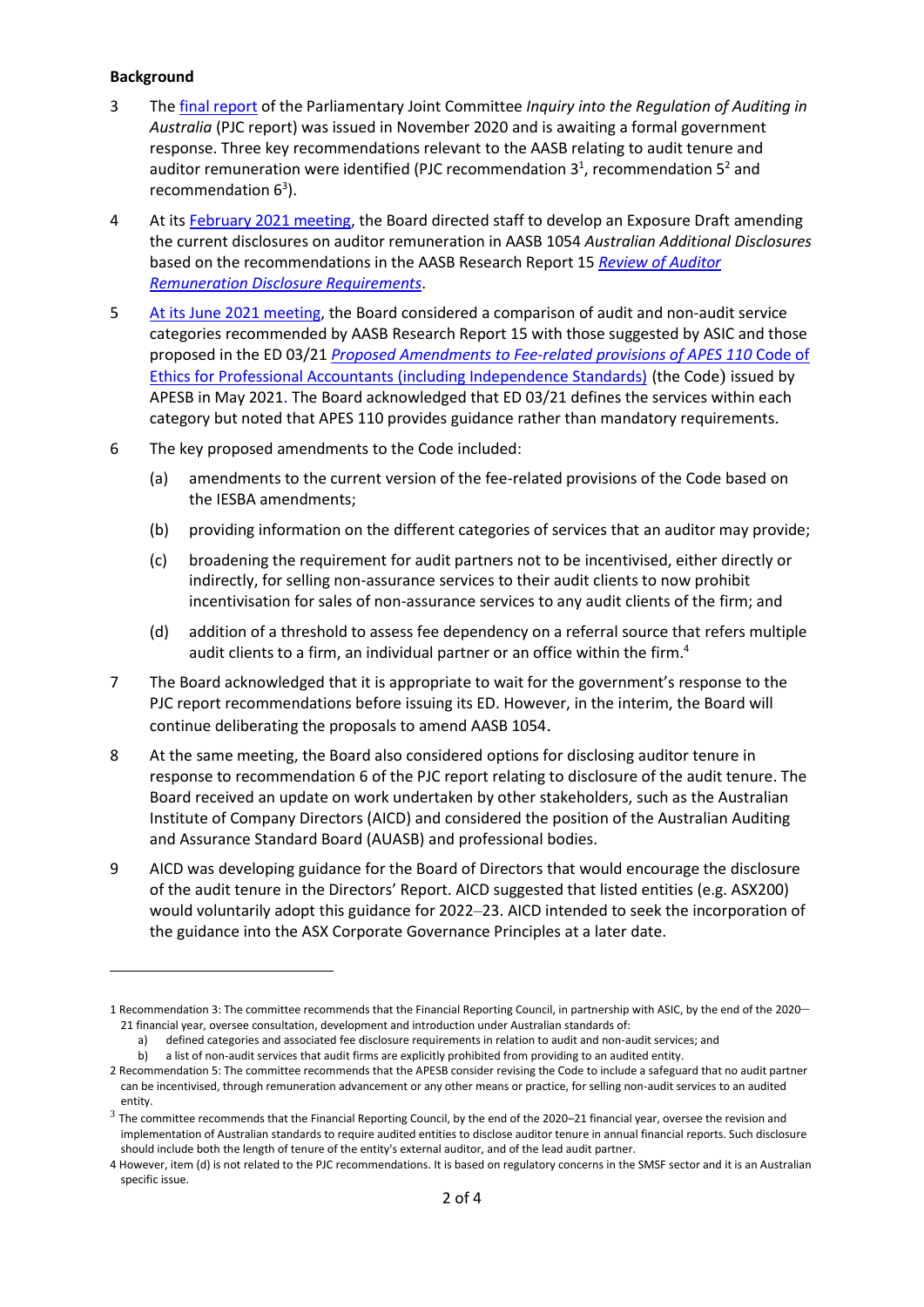**Background**

3 The final report of the Parliamentary Joint Committee *Inquiry into the Regulation of Auditing in Australia* (PJC report) was issued in November 2020 and is awaiting a formal government response. Three key recommendations relevant to the AASB relating to audit tenure and auditor remuneration were identified (PJC recommendation 3[1], recommendation 5[2] and recommendation 6[3]).

4 At its February 2021 meeting, the Board directed staff to develop an Exposure Draft amending the current disclosures on auditor remuneration in AASB 1054 *Australian Additional Disclosures* based on the recommendations in the AASB Research Report 15 *Review of Auditor Remuneration Disclosure Requirements*.

5 At its June 2021 meeting, the Board considered a comparison of audit and non-audit service categories recommended by AASB Research Report 15 with those suggested by ASIC and those proposed in the ED 03/21 *Proposed Amendments to Fee-related provisions of APES 110* Code of Ethics for Professional Accountants (including Independence Standards) (the Code) issued by APESB in May 2021. The Board acknowledged that ED 03/21 defines the services within each category but noted that APES 110 provides guidance rather than mandatory requirements.

6 The key proposed amendments to the Code included:

(a) amendments to the current version of the fee-related provisions of the Code based on the IESBA amendments;

(b) providing information on the different categories of services that an auditor may provide;

(c) broadening the requirement for audit partners not to be incentivised, either directly or indirectly, for selling non-assurance services to their audit clients to now prohibit incentivisation for sales of non-assurance services to any audit clients of the firm; and

(d) addition of a threshold to assess fee dependency on a referral source that refers multiple audit clients to a firm, an individual partner or an office within the firm.[4]

7 The Board acknowledged that it is appropriate to wait for the government's response to the PJC report recommendations before issuing its ED. However, in the interim, the Board will continue deliberating the proposals to amend AASB 1054.

8 At the same meeting, the Board also considered options for disclosing auditor tenure in response to recommendation 6 of the PJC report relating to disclosure of the audit tenure. The Board received an update on work undertaken by other stakeholders, such as the Australian Institute of Company Directors (AICD) and considered the position of the Australian Auditing and Assurance Standard Board (AUASB) and professional bodies.

9 AICD was developing guidance for the Board of Directors that would encourage the disclosure of the audit tenure in the Directors' Report. AICD suggested that listed entities (e.g. ASX200) would voluntarily adopt this guidance for 2022–23. AICD intended to seek the incorporation of the guidance into the ASX Corporate Governance Principles at a later date.

---

1 Recommendation 3: The committee recommends that the Financial Reporting Council, in partnership with ASIC, by the end of the 2020–21 financial year, oversee consultation, development and introduction under Australian standards of:

a) defined categories and associated fee disclosure requirements in relation to audit and non-audit services; and

b) a list of non-audit services that audit firms are explicitly prohibited from providing to an audited entity.

2 Recommendation 5: The committee recommends that the APESB consider revising the Code to include a safeguard that no audit partner can be incentivised, through remuneration advancement or any other means or practice, for selling non-audit services to an audited entity.

3 The committee recommends that the Financial Reporting Council, by the end of the 2020–21 financial year, oversee the revision and implementation of Australian standards to require audited entities to disclose auditor tenure in annual financial reports. Such disclosure should include both the length of tenure of the entity's external auditor, and of the lead audit partner.

4 However, item (d) is not related to the PJC recommendations. It is based on regulatory concerns in the SMSF sector and it is an Australian specific issue.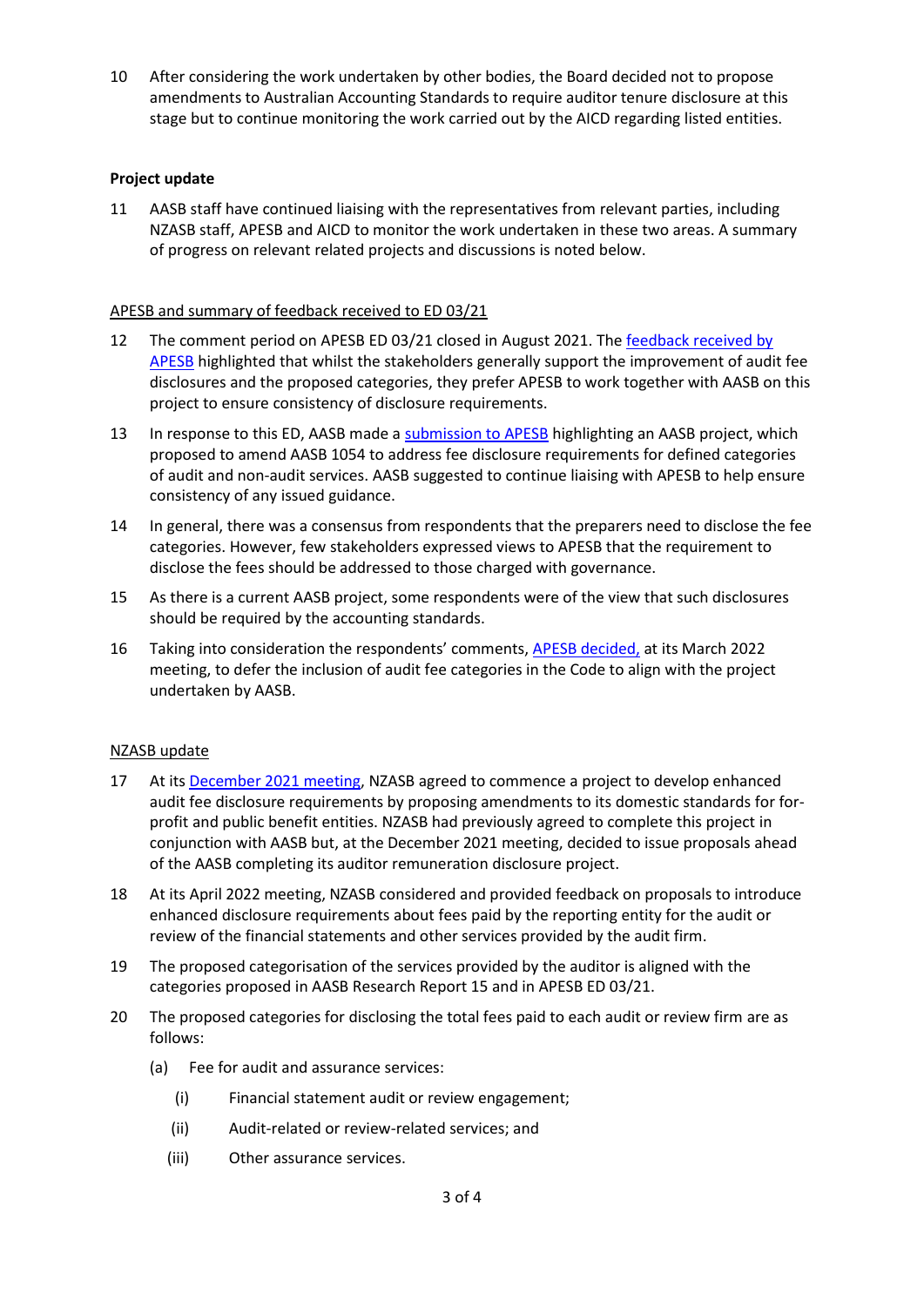10 After considering the work undertaken by other bodies, the Board decided not to propose amendments to Australian Accounting Standards to require auditor tenure disclosure at this stage but to continue monitoring the work carried out by the AICD regarding listed entities.

**Project update**

11 AASB staff have continued liaising with the representatives from relevant parties, including NZASB staff, APESB and AICD to monitor the work undertaken in these two areas. A summary of progress on relevant related projects and discussions is noted below.

APESB and summary of feedback received to ED 03/21

12 The comment period on APESB ED 03/21 closed in August 2021. The feedback received by APESB highlighted that whilst the stakeholders generally support the improvement of audit fee disclosures and the proposed categories, they prefer APESB to work together with AASB on this project to ensure consistency of disclosure requirements.

13 In response to this ED, AASB made a submission to APESB highlighting an AASB project, which proposed to amend AASB 1054 to address fee disclosure requirements for defined categories of audit and non-audit services. AASB suggested to continue liaising with APESB to help ensure consistency of any issued guidance.

14 In general, there was a consensus from respondents that the preparers need to disclose the fee categories. However, few stakeholders expressed views to APESB that the requirement to disclose the fees should be addressed to those charged with governance.

15 As there is a current AASB project, some respondents were of the view that such disclosures should be required by the accounting standards.

16 Taking into consideration the respondents' comments, APESB decided, at its March 2022 meeting, to defer the inclusion of audit fee categories in the Code to align with the project undertaken by AASB.

NZASB update

17 At its December 2021 meeting, NZASB agreed to commence a project to develop enhanced audit fee disclosure requirements by proposing amendments to its domestic standards for for-profit and public benefit entities. NZASB had previously agreed to complete this project in conjunction with AASB but, at the December 2021 meeting, decided to issue proposals ahead of the AASB completing its auditor remuneration disclosure project.

18 At its April 2022 meeting, NZASB considered and provided feedback on proposals to introduce enhanced disclosure requirements about fees paid by the reporting entity for the audit or review of the financial statements and other services provided by the audit firm.

19 The proposed categorisation of the services provided by the auditor is aligned with the categories proposed in AASB Research Report 15 and in APESB ED 03/21.

20 The proposed categories for disclosing the total fees paid to each audit or review firm are as follows:

(a) Fee for audit and assurance services:

   (i) Financial statement audit or review engagement;

   (ii) Audit-related or review-related services; and

   (iii) Other assurance services.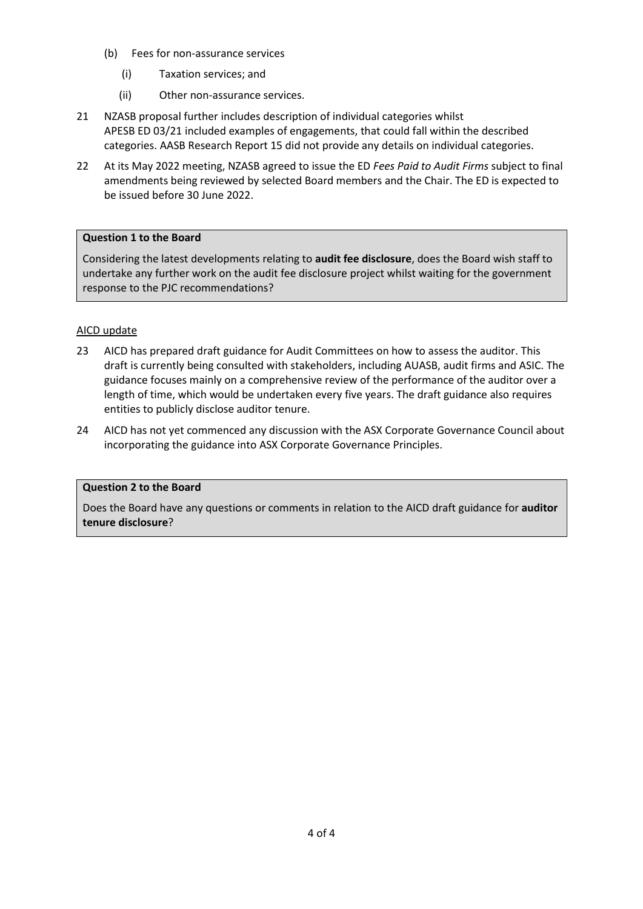(b) Fees for non-assurance services

  (i) Taxation services; and

  (ii) Other non-assurance services.

21 NZASB proposal further includes description of individual categories whilst APESB ED 03/21 included examples of engagements, that could fall within the described categories. AASB Research Report 15 did not provide any details on individual categories.

22 At its May 2022 meeting, NZASB agreed to issue the ED *Fees Paid to Audit Firms* subject to final amendments being reviewed by selected Board members and the Chair. The ED is expected to be issued before 30 June 2022.

> **Question 1 to the Board**
>
> Considering the latest developments relating to **audit fee disclosure**, does the Board wish staff to undertake any further work on the audit fee disclosure project whilst waiting for the government response to the PJC recommendations?

<u>AICD update</u>

23 AICD has prepared draft guidance for Audit Committees on how to assess the auditor. This draft is currently being consulted with stakeholders, including AUASB, audit firms and ASIC. The guidance focuses mainly on a comprehensive review of the performance of the auditor over a length of time, which would be undertaken every five years. The draft guidance also requires entities to publicly disclose auditor tenure.

24 AICD has not yet commenced any discussion with the ASX Corporate Governance Council about incorporating the guidance into ASX Corporate Governance Principles.

> **Question 2 to the Board**
>
> Does the Board have any questions or comments in relation to the AICD draft guidance for **auditor tenure disclosure**?